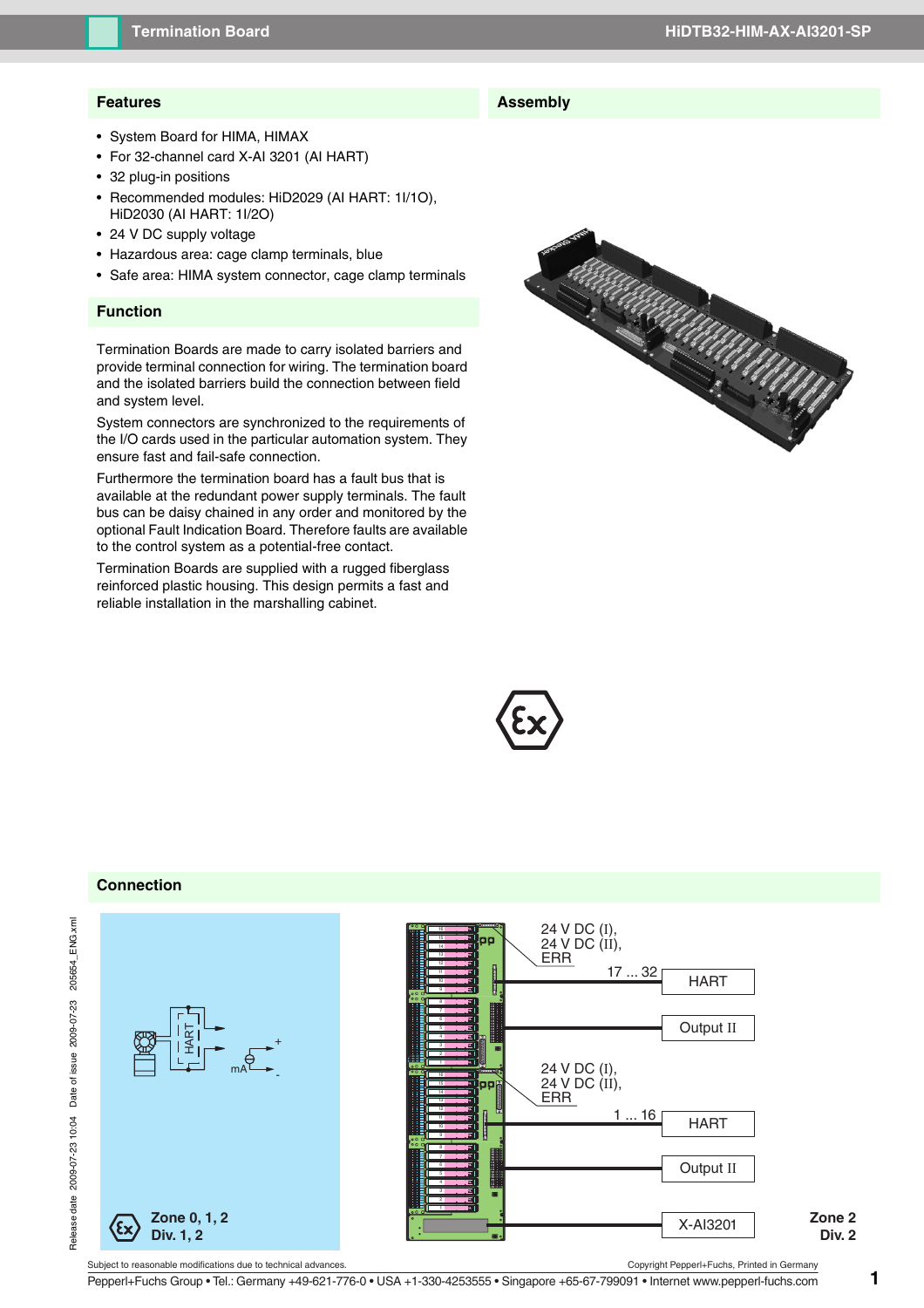# Termination Board HiDTB32-HIM-AX-AI3201-SP

## Features

- System Board for HIMA, HIMAX
- For 32-channel card X-AI 3201 (AI HART)
- 32 plug-in positions
- Recommended modules: HiD2029 (AI HART: 1I/1O), HiD2030 (AI HART: 1I/2O)
- 24 V DC supply voltage
- Hazardous area: cage clamp terminals, blue
- Safe area: HIMA system connector, cage clamp terminals

## Function

Termination Boards are made to carry isolated barriers and provide terminal connection for wiring. The termination board and the isolated barriers build the connection between field and system level.

System connectors are synchronized to the requirements of the I/O cards used in the particular automation system. They ensure fast and fail-safe connection.

Furthermore the termination board has a fault bus that is available at the redundant power supply terminals. The fault bus can be daisy chained in any order and monitored by the optional Fault Indication Board. Therefore faults are available to the control system as a potential-free contact.

Termination Boards are supplied with a rugged fiberglass reinforced plastic housing. This design permits a fast and reliable installation in the marshalling cabinet.

## Assembly

## Connection

Zone 0, 1, 2
Div. 1, 2

24 V DC (I), 24 V DC (II), ERR

17 ... 32 — HART

Output II

24 V DC (I), 24 V DC (II), ERR

1 ... 16 — HART

Output II

X-AI3201

Zone 2
Div. 2

Release date 2009-07-23 10:04 Date of issue 2009-07-23 205654_ENG.xml

Subject to reasonable modifications due to technical advances. Copyright Pepperl+Fuchs, Printed in Germany

Pepperl+Fuchs Group • Tel.: Germany +49-621-776-0 • USA +1-330-4253555 • Singapore +65-67-799091 • Internet www.pepperl-fuchs.com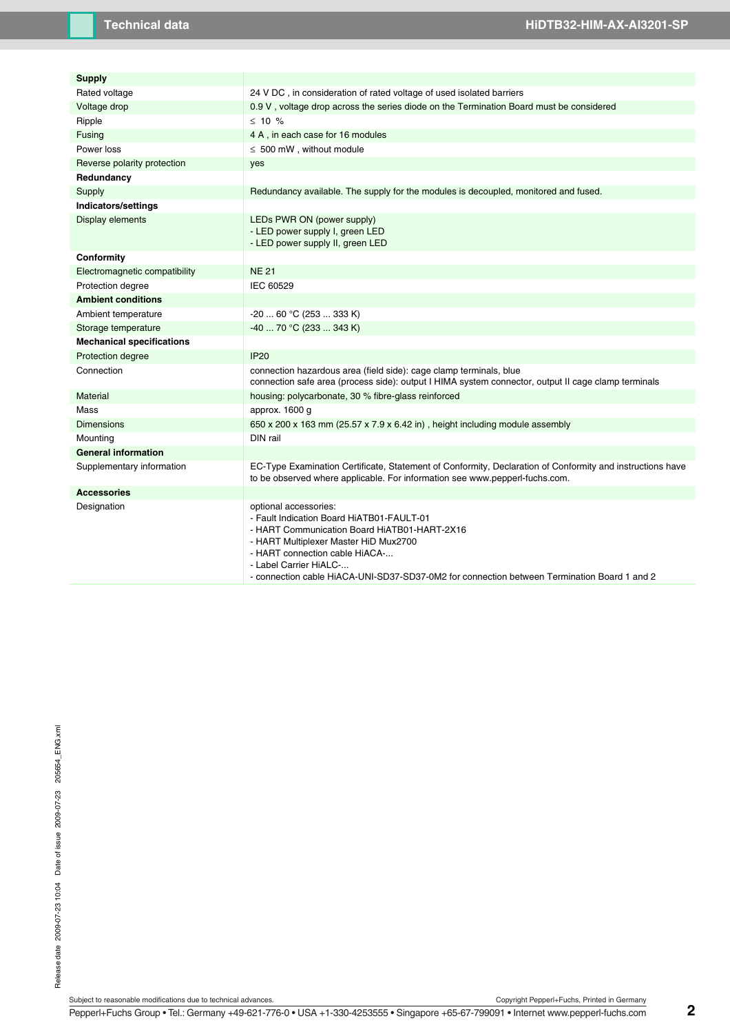| | |
|---|---|
| **Supply** | |
| Rated voltage | 24 V DC , in consideration of rated voltage of used isolated barriers |
| Voltage drop | 0.9 V , voltage drop across the series diode on the Termination Board must be considered |
| Ripple | ≤ 10 % |
| Fusing | 4 A , in each case for 16 modules |
| Power loss | ≤ 500 mW , without module |
| Reverse polarity protection | yes |
| **Redundancy** | |
| Supply | Redundancy available. The supply for the modules is decoupled, monitored and fused. |
| **Indicators/settings** | |
| Display elements | LEDs PWR ON (power supply)<br>- LED power supply I, green LED<br>- LED power supply II, green LED |
| **Conformity** | |
| Electromagnetic compatibility | NE 21 |
| Protection degree | IEC 60529 |
| **Ambient conditions** | |
| Ambient temperature | -20 ... 60 °C (253 ... 333 K) |
| Storage temperature | -40 ... 70 °C (233 ... 343 K) |
| **Mechanical specifications** | |
| Protection degree | IP20 |
| Connection | connection hazardous area (field side): cage clamp terminals, blue<br>connection safe area (process side): output I HIMA system connector, output II cage clamp terminals |
| Material | housing: polycarbonate, 30 % fibre-glass reinforced |
| Mass | approx. 1600 g |
| Dimensions | 650 x 200 x 163 mm (25.57 x 7.9 x 6.42 in) , height including module assembly |
| Mounting | DIN rail |
| **General information** | |
| Supplementary information | EC-Type Examination Certificate, Statement of Conformity, Declaration of Conformity and instructions have to be observed where applicable. For information see www.pepperl-fuchs.com. |
| **Accessories** | |
| Designation | optional accessories:<br>- Fault Indication Board HiATB01-FAULT-01<br>- HART Communication Board HiATB01-HART-2X16<br>- HART Multiplexer Master HiD Mux2700<br>- HART connection cable HiACA-...<br>- Label Carrier HiALC-...<br>- connection cable HiACA-UNI-SD37-SD37-0M2 for connection between Termination Board 1 and 2 |

Subject to reasonable modifications due to technical advances.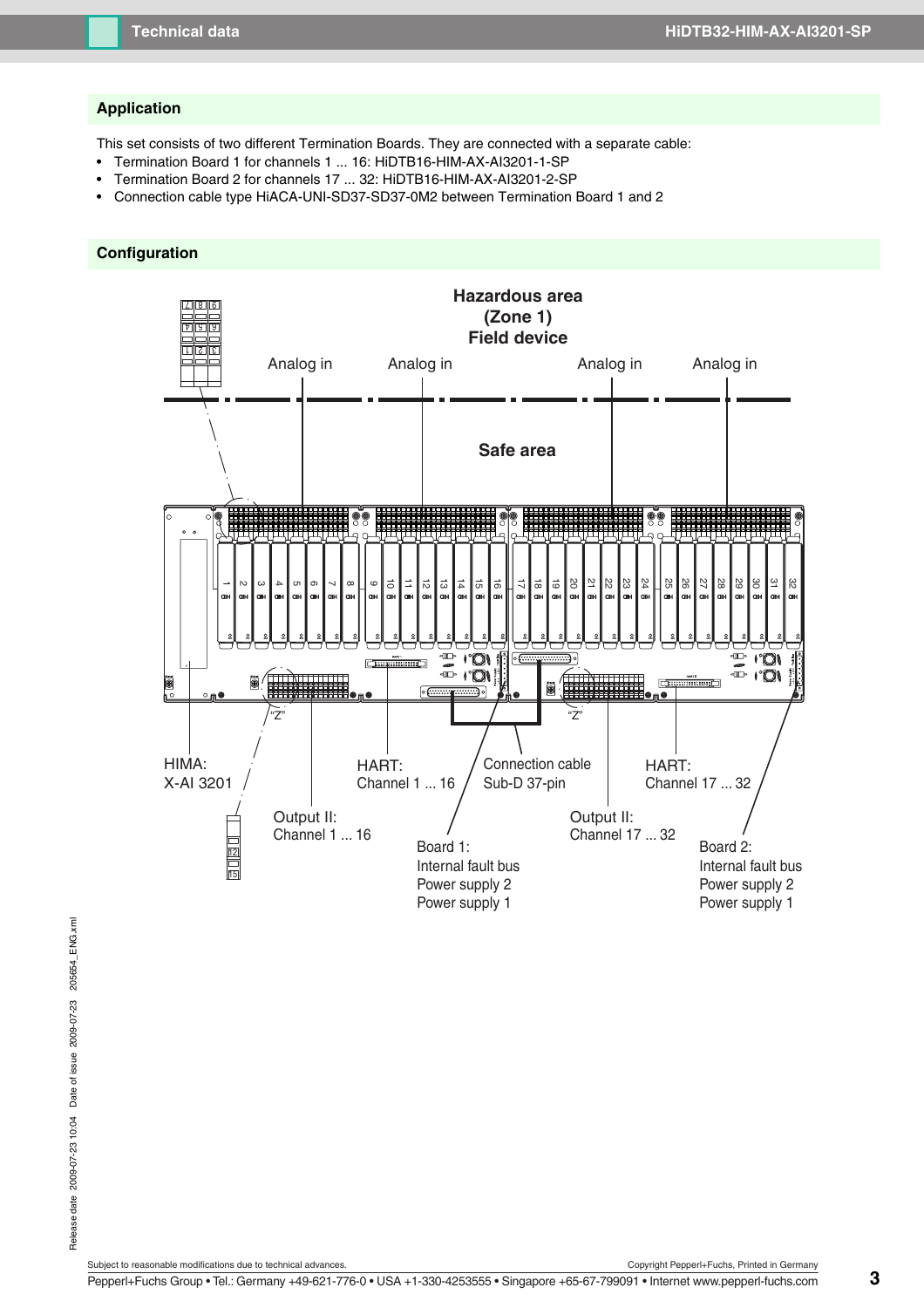## Application

This set consists of two different Termination Boards. They are connected with a separate cable:

- Termination Board 1 for channels 1 ... 16: HiDTB16-HIM-AX-AI3201-1-SP
- Termination Board 2 for channels 17 ... 32: HiDTB16-HIM-AX-AI3201-2-SP
- Connection cable type HiACA-UNI-SD37-SD37-0M2 between Termination Board 1 and 2

## Configuration

Hazardous area
(Zone 1)
Field device

Analog in | Analog in | Analog in | Analog in

Safe area

HIMA:
X-AI 3201

Output II:
Channel 1 ... 16

HART:
Channel 1 ... 16

Connection cable
Sub-D 37-pin

Board 1:
Internal fault bus
Power supply 2
Power supply 1

Output II:
Channel 17 ... 32

HART:
Channel 17 ... 32

Board 2:
Internal fault bus
Power supply 2
Power supply 1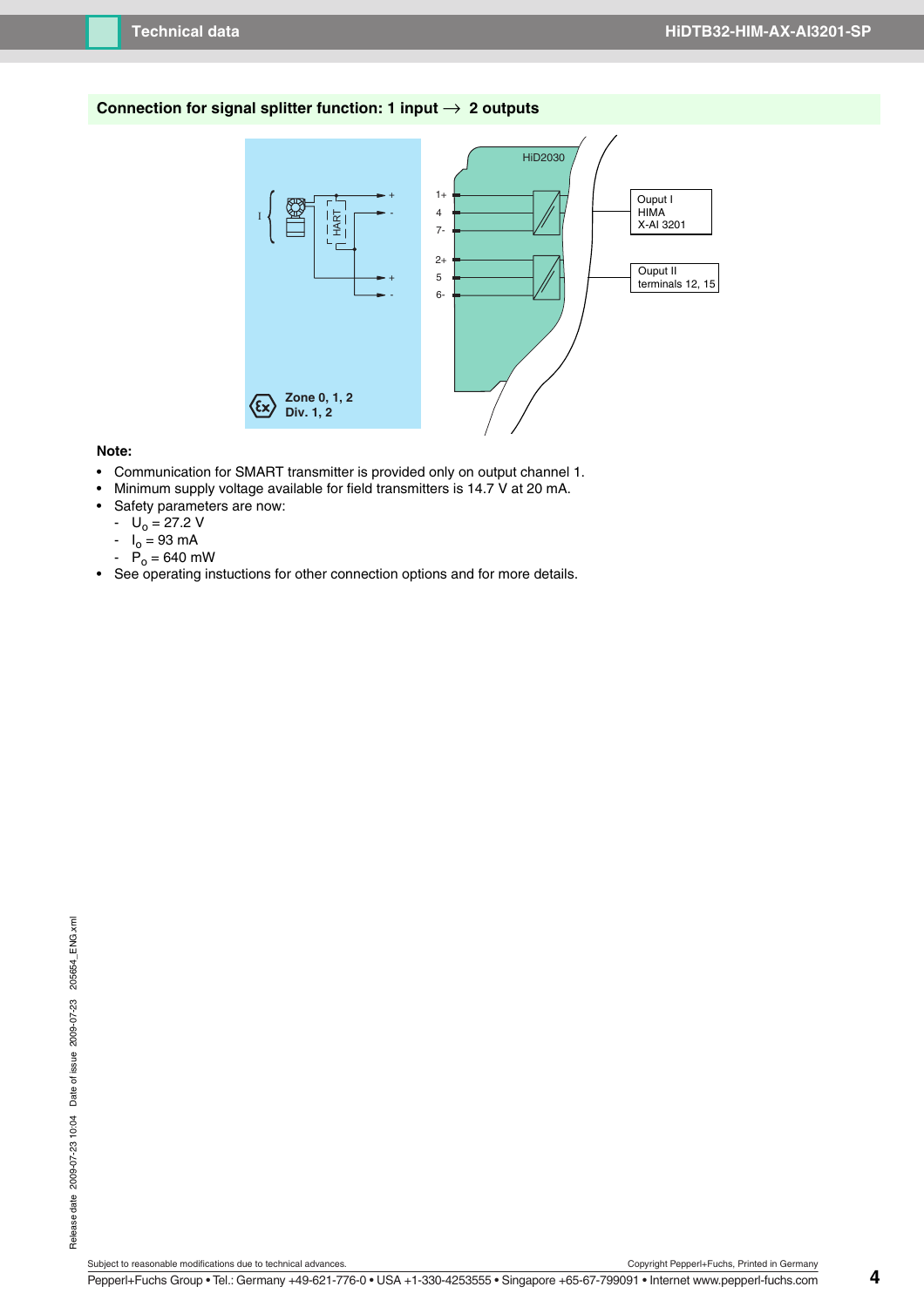## Connection for signal splitter function: 1 input → 2 outputs

HiD2030

1+
4
7-
2+
5
6-

I
HART

Ouput I
HIMA
X-AI 3201

Ouput II
terminals 12, 15

Zone 0, 1, 2
Div. 1, 2

**Note:**

- Communication for SMART transmitter is provided only on output channel 1.
- Minimum supply voltage available for field transmitters is 14.7 V at 20 mA.
- Safety parameters are now:
  - $U_o$ = 27.2 V
  - $I_o$ = 93 mA
  - $P_o$ = 640 mW
- See operating instuctions for other connection options and for more details.